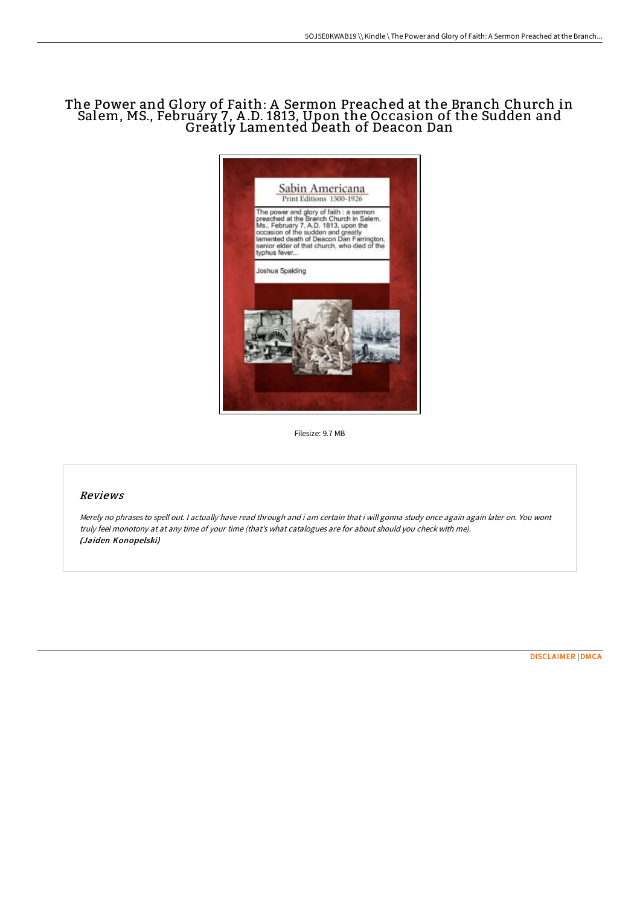# The Power and Glory of Faith: A Sermon Preached at the Branch Church in Salem, MS., February 7, A.D. 1813, Upon the Occasion of the Sudden and Greatly Lamented Death of Deacon Dan

Filesize: 9.7 MB

## Reviews

*Merely no phrases to spell out. I actually have read through and i am certain that i will gonna study once again again later on. You wont truly feel monotony at at any time of your time (that's what catalogues are for about should you check with me).*
***(Jaiden Konopelski)***

DISCLAIMER | DMCA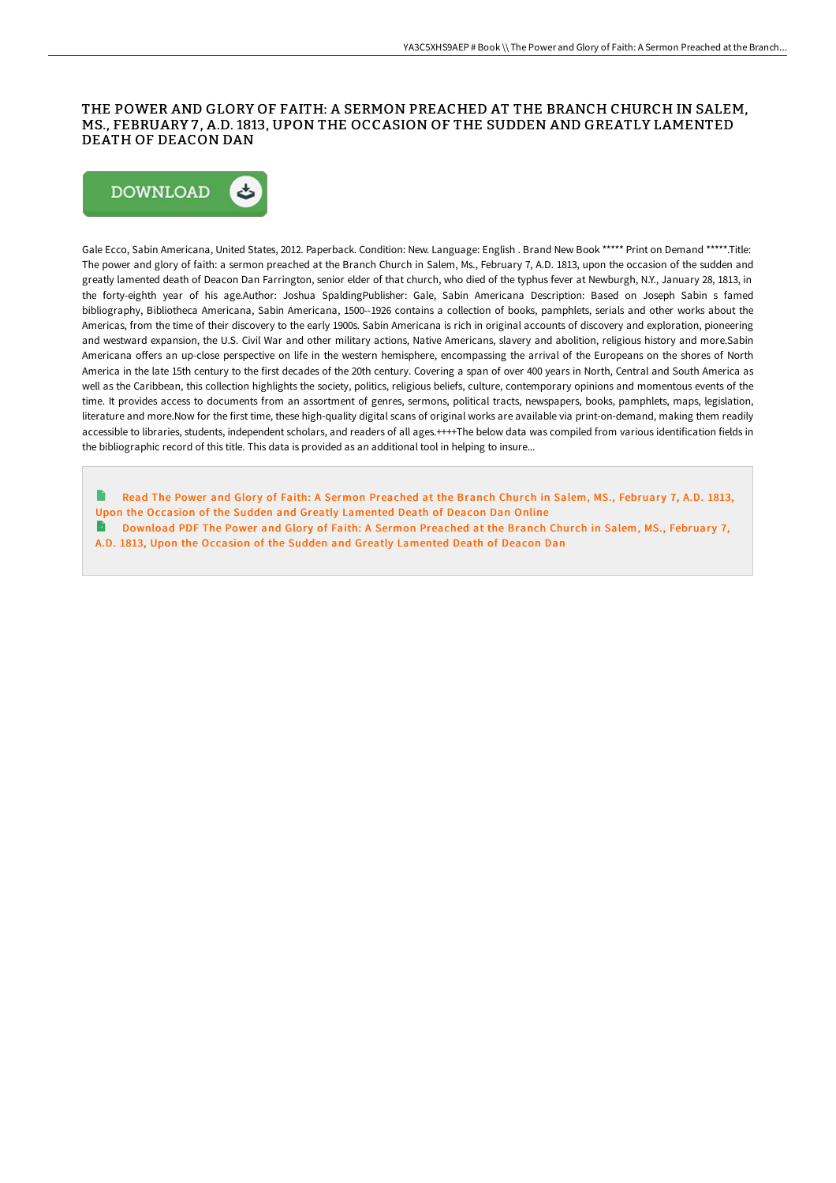# THE POWER AND GLORY OF FAITH: A SERMON PREACHED AT THE BRANCH CHURCH IN SALEM, MS., FEBRUARY 7, A.D. 1813, UPON THE OCCASION OF THE SUDDEN AND GREATLY LAMENTED DEATH OF DEACON DAN

DOWNLOAD

Gale Ecco, Sabin Americana, United States, 2012. Paperback. Condition: New. Language: English . Brand New Book ***** Print on Demand *****.Title: The power and glory of faith: a sermon preached at the Branch Church in Salem, Ms., February 7, A.D. 1813, upon the occasion of the sudden and greatly lamented death of Deacon Dan Farrington, senior elder of that church, who died of the typhus fever at Newburgh, N.Y., January 28, 1813, in the forty-eighth year of his age.Author: Joshua SpaldingPublisher: Gale, Sabin Americana Description: Based on Joseph Sabin s famed bibliography, Bibliotheca Americana, Sabin Americana, 1500--1926 contains a collection of books, pamphlets, serials and other works about the Americas, from the time of their discovery to the early 1900s. Sabin Americana is rich in original accounts of discovery and exploration, pioneering and westward expansion, the U.S. Civil War and other military actions, Native Americans, slavery and abolition, religious history and more.Sabin Americana offers an up-close perspective on life in the western hemisphere, encompassing the arrival of the Europeans on the shores of North America in the late 15th century to the first decades of the 20th century. Covering a span of over 400 years in North, Central and South America as well as the Caribbean, this collection highlights the society, politics, religious beliefs, culture, contemporary opinions and momentous events of the time. It provides access to documents from an assortment of genres, sermons, political tracts, newspapers, books, pamphlets, maps, legislation, literature and more.Now for the first time, these high-quality digital scans of original works are available via print-on-demand, making them readily accessible to libraries, students, independent scholars, and readers of all ages.++++The below data was compiled from various identification fields in the bibliographic record of this title. This data is provided as an additional tool in helping to insure...

Read The Power and Glory of Faith: A Sermon Preached at the Branch Church in Salem, MS., February 7, A.D. 1813, Upon the Occasion of the Sudden and Greatly Lamented Death of Deacon Dan Online

Download PDF The Power and Glory of Faith: A Sermon Preached at the Branch Church in Salem, MS., February 7, A.D. 1813, Upon the Occasion of the Sudden and Greatly Lamented Death of Deacon Dan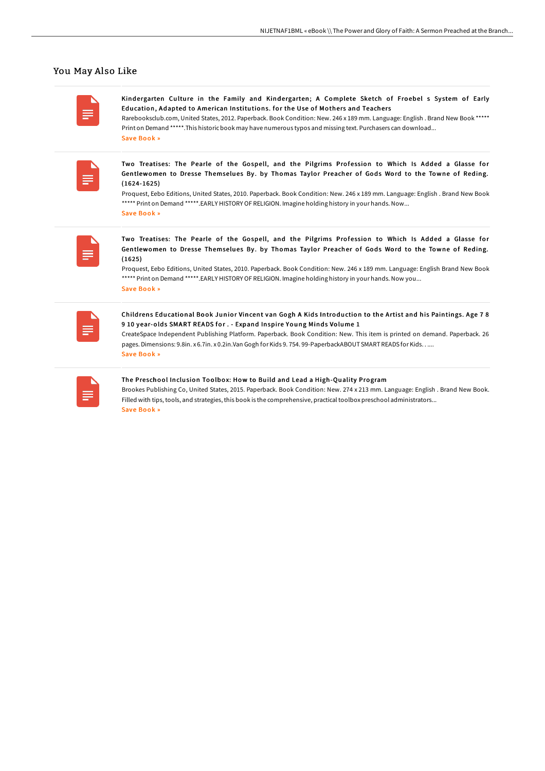## You May Also Like

**Kindergarten Culture in the Family and Kindergarten; A Complete Sketch of Froebel s System of Early Education, Adapted to American Institutions. for the Use of Mothers and Teachers**

Rarebooksclub.com, United States, 2012. Paperback. Book Condition: New. 246 x 189 mm. Language: English . Brand New Book ***** Print on Demand *****.This historic book may have numerous typos and missing text. Purchasers can download...

Save Book »

**Two Treatises: The Pearle of the Gospell, and the Pilgrims Profession to Which Is Added a Glasse for Gentlewomen to Dresse Themselues By. by Thomas Taylor Preacher of Gods Word to the Towne of Reding. (1624-1625)**

Proquest, Eebo Editions, United States, 2010. Paperback. Book Condition: New. 246 x 189 mm. Language: English . Brand New Book ***** Print on Demand *****.EARLY HISTORY OF RELIGION. Imagine holding history in your hands. Now...

Save Book »

**Two Treatises: The Pearle of the Gospell, and the Pilgrims Profession to Which Is Added a Glasse for Gentlewomen to Dresse Themselues By. by Thomas Taylor Preacher of Gods Word to the Towne of Reding. (1625)**

Proquest, Eebo Editions, United States, 2010. Paperback. Book Condition: New. 246 x 189 mm. Language: English Brand New Book ***** Print on Demand *****.EARLY HISTORY OF RELIGION. Imagine holding history in your hands. Now you...

Save Book »

**Childrens Educational Book Junior Vincent van Gogh A Kids Introduction to the Artist and his Paintings. Age 7 8 9 10 year-olds SMART READS for . - Expand Inspire Young Minds Volume 1**

CreateSpace Independent Publishing Platform. Paperback. Book Condition: New. This item is printed on demand. Paperback. 26 pages. Dimensions: 9.8in. x 6.7in. x 0.2in.Van Gogh for Kids 9. 754. 99-PaperbackABOUT SMART READS for Kids. . ....

Save Book »

**The Preschool Inclusion Toolbox: How to Build and Lead a High-Quality Program**

Brookes Publishing Co, United States, 2015. Paperback. Book Condition: New. 274 x 213 mm. Language: English . Brand New Book. Filled with tips, tools, and strategies, this book is the comprehensive, practical toolbox preschool administrators...

Save Book »